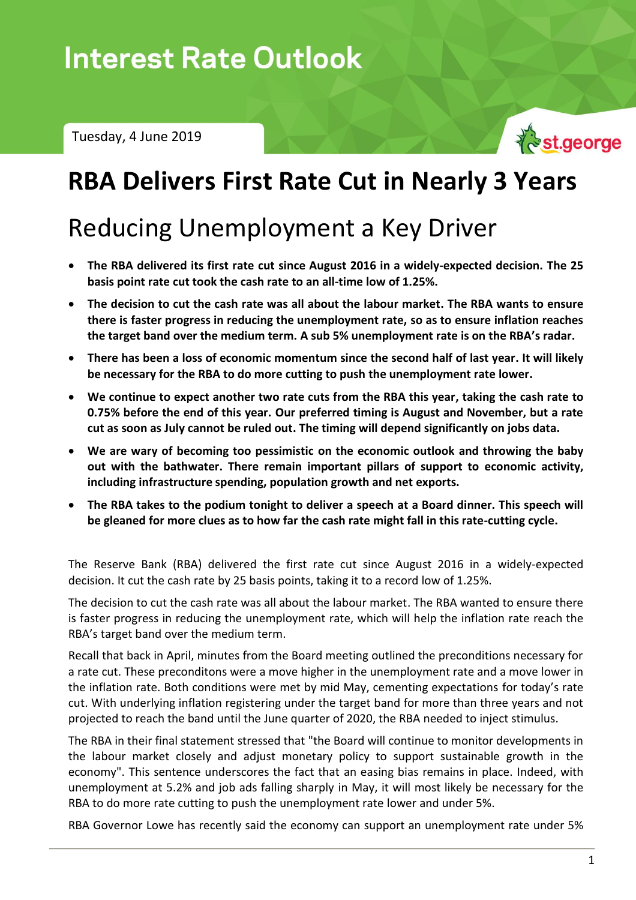# Interest Rate Outlook

Tuesday, 4 June 2019

st.george

# RBA Delivers First Rate Cut in Nearly 3 Years

## Reducing Unemployment a Key Driver

- **The RBA delivered its first rate cut since August 2016 in a widely-expected decision. The 25 basis point rate cut took the cash rate to an all-time low of 1.25%.**
- **The decision to cut the cash rate was all about the labour market. The RBA wants to ensure there is faster progress in reducing the unemployment rate, so as to ensure inflation reaches the target band over the medium term. A sub 5% unemployment rate is on the RBA's radar.**
- **There has been a loss of economic momentum since the second half of last year. It will likely be necessary for the RBA to do more cutting to push the unemployment rate lower.**
- **We continue to expect another two rate cuts from the RBA this year, taking the cash rate to 0.75% before the end of this year. Our preferred timing is August and November, but a rate cut as soon as July cannot be ruled out. The timing will depend significantly on jobs data.**
- **We are wary of becoming too pessimistic on the economic outlook and throwing the baby out with the bathwater. There remain important pillars of support to economic activity, including infrastructure spending, population growth and net exports.**
- **The RBA takes to the podium tonight to deliver a speech at a Board dinner. This speech will be gleaned for more clues as to how far the cash rate might fall in this rate-cutting cycle.**

The Reserve Bank (RBA) delivered the first rate cut since August 2016 in a widely-expected decision. It cut the cash rate by 25 basis points, taking it to a record low of 1.25%.

The decision to cut the cash rate was all about the labour market. The RBA wanted to ensure there is faster progress in reducing the unemployment rate, which will help the inflation rate reach the RBA's target band over the medium term.

Recall that back in April, minutes from the Board meeting outlined the preconditions necessary for a rate cut. These preconditons were a move higher in the unemployment rate and a move lower in the inflation rate. Both conditions were met by mid May, cementing expectations for today's rate cut. With underlying inflation registering under the target band for more than three years and not projected to reach the band until the June quarter of 2020, the RBA needed to inject stimulus.

The RBA in their final statement stressed that "the Board will continue to monitor developments in the labour market closely and adjust monetary policy to support sustainable growth in the economy". This sentence underscores the fact that an easing bias remains in place. Indeed, with unemployment at 5.2% and job ads falling sharply in May, it will most likely be necessary for the RBA to do more rate cutting to push the unemployment rate lower and under 5%.

RBA Governor Lowe has recently said the economy can support an unemployment rate under 5%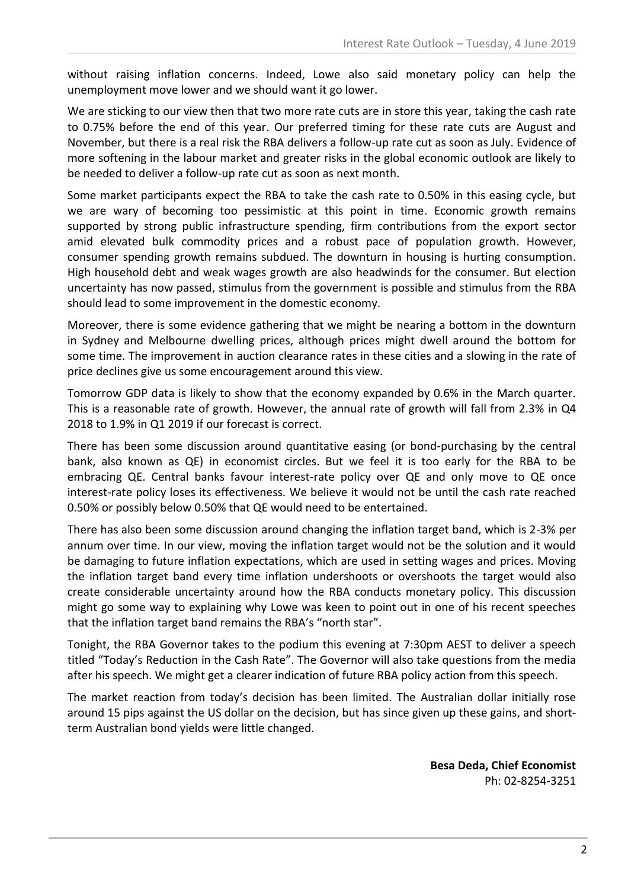without raising inflation concerns. Indeed, Lowe also said monetary policy can help the unemployment move lower and we should want it go lower.

We are sticking to our view then that two more rate cuts are in store this year, taking the cash rate to 0.75% before the end of this year. Our preferred timing for these rate cuts are August and November, but there is a real risk the RBA delivers a follow-up rate cut as soon as July. Evidence of more softening in the labour market and greater risks in the global economic outlook are likely to be needed to deliver a follow-up rate cut as soon as next month.

Some market participants expect the RBA to take the cash rate to 0.50% in this easing cycle, but we are wary of becoming too pessimistic at this point in time. Economic growth remains supported by strong public infrastructure spending, firm contributions from the export sector amid elevated bulk commodity prices and a robust pace of population growth. However, consumer spending growth remains subdued. The downturn in housing is hurting consumption. High household debt and weak wages growth are also headwinds for the consumer. But election uncertainty has now passed, stimulus from the government is possible and stimulus from the RBA should lead to some improvement in the domestic economy.

Moreover, there is some evidence gathering that we might be nearing a bottom in the downturn in Sydney and Melbourne dwelling prices, although prices might dwell around the bottom for some time. The improvement in auction clearance rates in these cities and a slowing in the rate of price declines give us some encouragement around this view.

Tomorrow GDP data is likely to show that the economy expanded by 0.6% in the March quarter. This is a reasonable rate of growth. However, the annual rate of growth will fall from 2.3% in Q4 2018 to 1.9% in Q1 2019 if our forecast is correct.

There has been some discussion around quantitative easing (or bond-purchasing by the central bank, also known as QE) in economist circles. But we feel it is too early for the RBA to be embracing QE. Central banks favour interest-rate policy over QE and only move to QE once interest-rate policy loses its effectiveness. We believe it would not be until the cash rate reached 0.50% or possibly below 0.50% that QE would need to be entertained.

There has also been some discussion around changing the inflation target band, which is 2-3% per annum over time. In our view, moving the inflation target would not be the solution and it would be damaging to future inflation expectations, which are used in setting wages and prices. Moving the inflation target band every time inflation undershoots or overshoots the target would also create considerable uncertainty around how the RBA conducts monetary policy. This discussion might go some way to explaining why Lowe was keen to point out in one of his recent speeches that the inflation target band remains the RBA's "north star".

Tonight, the RBA Governor takes to the podium this evening at 7:30pm AEST to deliver a speech titled "Today's Reduction in the Cash Rate". The Governor will also take questions from the media after his speech. We might get a clearer indication of future RBA policy action from this speech.

The market reaction from today's decision has been limited. The Australian dollar initially rose around 15 pips against the US dollar on the decision, but has since given up these gains, and short-term Australian bond yields were little changed.

**Besa Deda, Chief Economist**
Ph: 02-8254-3251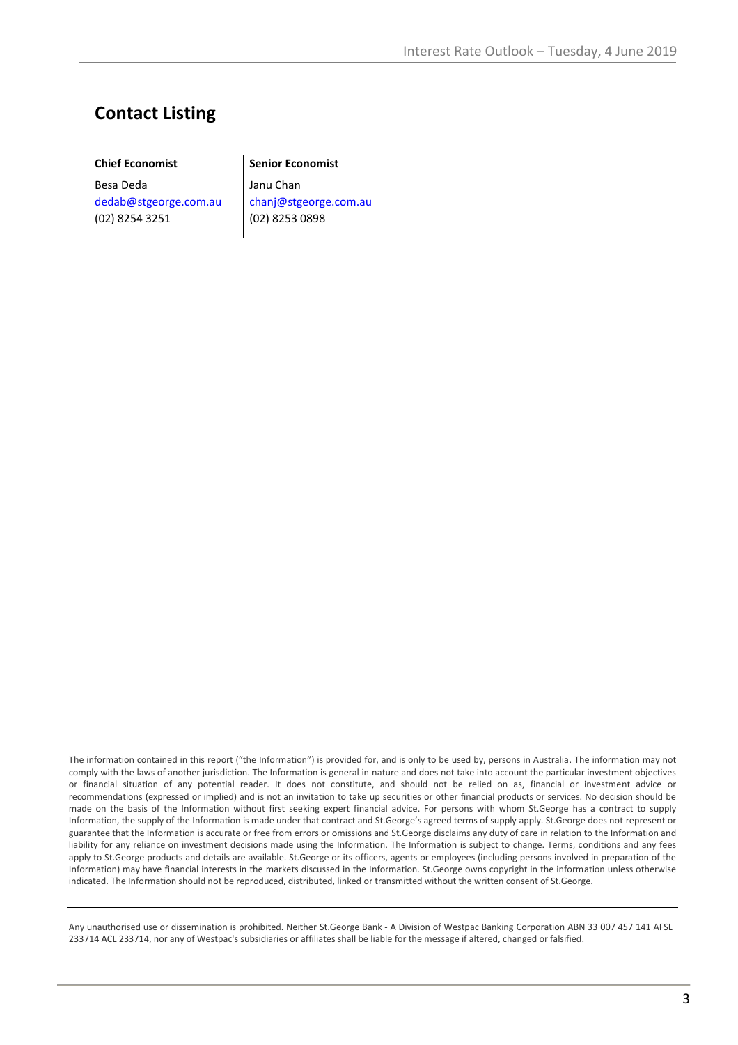## Contact Listing

**Chief Economist**

Besa Deda
dedab@stgeorge.com.au
(02) 8254 3251

**Senior Economist**

Janu Chan
chanj@stgeorge.com.au
(02) 8253 0898

The information contained in this report ("the Information") is provided for, and is only to be used by, persons in Australia. The information may not comply with the laws of another jurisdiction. The Information is general in nature and does not take into account the particular investment objectives or financial situation of any potential reader. It does not constitute, and should not be relied on as, financial or investment advice or recommendations (expressed or implied) and is not an invitation to take up securities or other financial products or services. No decision should be made on the basis of the Information without first seeking expert financial advice. For persons with whom St.George has a contract to supply Information, the supply of the Information is made under that contract and St.George's agreed terms of supply apply. St.George does not represent or guarantee that the Information is accurate or free from errors or omissions and St.George disclaims any duty of care in relation to the Information and liability for any reliance on investment decisions made using the Information. The Information is subject to change. Terms, conditions and any fees apply to St.George products and details are available. St.George or its officers, agents or employees (including persons involved in preparation of the Information) may have financial interests in the markets discussed in the Information. St.George owns copyright in the information unless otherwise indicated. The Information should not be reproduced, distributed, linked or transmitted without the written consent of St.George.

Any unauthorised use or dissemination is prohibited. Neither St.George Bank - A Division of Westpac Banking Corporation ABN 33 007 457 141 AFSL 233714 ACL 233714, nor any of Westpac's subsidiaries or affiliates shall be liable for the message if altered, changed or falsified.